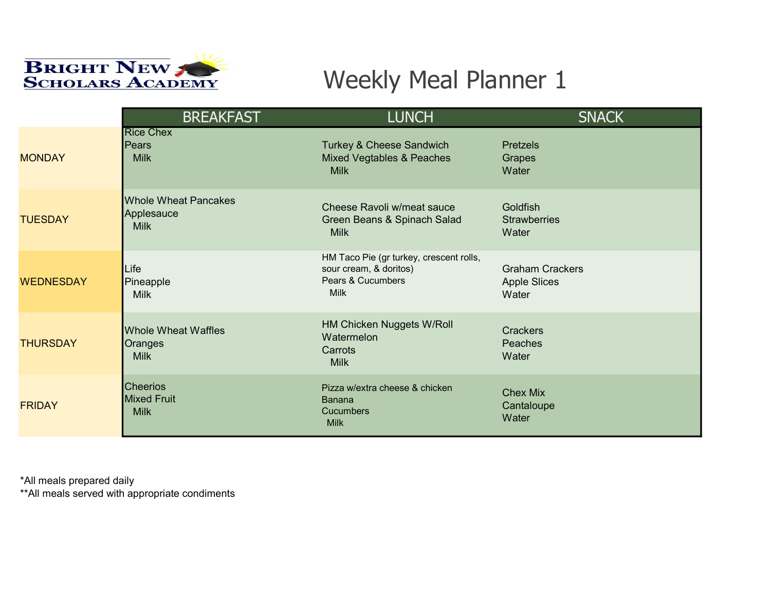BRIGHT NEW SCHOLARS ACADEMY

# Weekly Meal Planner 1

| | BREAKFAST | LUNCH | SNACK |
|---|---|---|---|
| MONDAY | Rice Chex<br>Pears<br>Milk | Turkey & Cheese Sandwich<br>Mixed Vegtables & Peaches<br>Milk | Pretzels<br>Grapes<br>Water |
| TUESDAY | Whole Wheat Pancakes<br>Applesauce<br>Milk | Cheese Ravoli w/meat sauce<br>Green Beans & Spinach Salad<br>Milk | Goldfish<br>Strawberries<br>Water |
| WEDNESDAY | Life<br>Pineapple<br>Milk | HM Taco Pie (gr turkey, crescent rolls, sour cream, & doritos)<br>Pears & Cucumbers<br>Milk | Graham Crackers<br>Apple Slices<br>Water |
| THURSDAY | Whole Wheat Waffles<br>Oranges<br>Milk | HM Chicken Nuggets W/Roll<br>Watermelon<br>Carrots<br>Milk | Crackers<br>Peaches<br>Water |
| FRIDAY | Cheerios<br>Mixed Fruit<br>Milk | Pizza w/extra cheese & chicken<br>Banana<br>Cucumbers<br>Milk | Chex Mix<br>Cantaloupe<br>Water |

*All meals prepared daily
**All meals served with appropriate condiments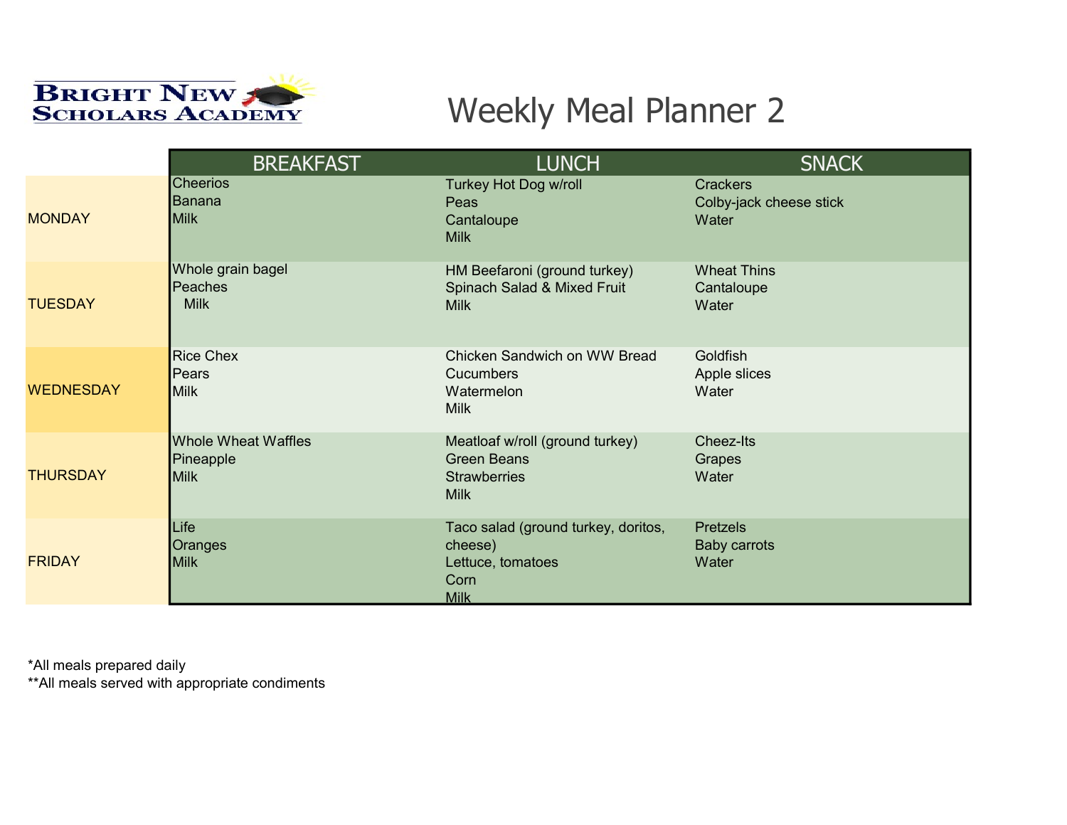Bright New Scholars Academy

# Weekly Meal Planner 2

| | BREAKFAST | LUNCH | SNACK |
|---|---|---|---|
| MONDAY | Cheerios<br>Banana<br>Milk | Turkey Hot Dog w/roll<br>Peas<br>Cantaloupe<br>Milk | Crackers<br>Colby-jack cheese stick<br>Water |
| TUESDAY | Whole grain bagel<br>Peaches<br>Milk | HM Beefaroni (ground turkey)<br>Spinach Salad & Mixed Fruit<br>Milk | Wheat Thins<br>Cantaloupe<br>Water |
| WEDNESDAY | Rice Chex<br>Pears<br>Milk | Chicken Sandwich on WW Bread<br>Cucumbers<br>Watermelon<br>Milk | Goldfish<br>Apple slices<br>Water |
| THURSDAY | Whole Wheat Waffles<br>Pineapple<br>Milk | Meatloaf w/roll (ground turkey)<br>Green Beans<br>Strawberries<br>Milk | Cheez-Its<br>Grapes<br>Water |
| FRIDAY | Life<br>Oranges<br>Milk | Taco salad (ground turkey, doritos, cheese)<br>Lettuce, tomatoes<br>Corn<br>Milk | Pretzels<br>Baby carrots<br>Water |

*All meals prepared daily
**All meals served with appropriate condiments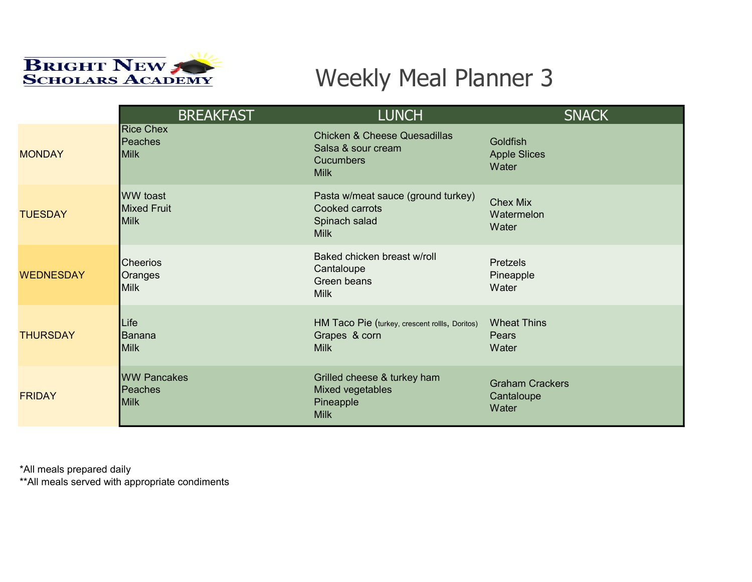Bright New Scholars Academy

# Weekly Meal Planner 3

| | BREAKFAST | LUNCH | SNACK |
|---|---|---|---|
| MONDAY | Rice Chex<br>Peaches<br>Milk | Chicken & Cheese Quesadillas<br>Salsa & sour cream<br>Cucumbers<br>Milk | Goldfish<br>Apple Slices<br>Water |
| TUESDAY | WW toast<br>Mixed Fruit<br>Milk | Pasta w/meat sauce (ground turkey)<br>Cooked carrots<br>Spinach salad<br>Milk | Chex Mix<br>Watermelon<br>Water |
| WEDNESDAY | Cheerios<br>Oranges<br>Milk | Baked chicken breast w/roll<br>Cantaloupe<br>Green beans<br>Milk | Pretzels<br>Pineapple<br>Water |
| THURSDAY | Life<br>Banana<br>Milk | HM Taco Pie (turkey, crescent rollls, Doritos)<br>Grapes & corn<br>Milk | Wheat Thins<br>Pears<br>Water |
| FRIDAY | WW Pancakes<br>Peaches<br>Milk | Grilled cheese & turkey ham<br>Mixed vegetables<br>Pineapple<br>Milk | Graham Crackers<br>Cantaloupe<br>Water |

*All meals prepared daily
**All meals served with appropriate condiments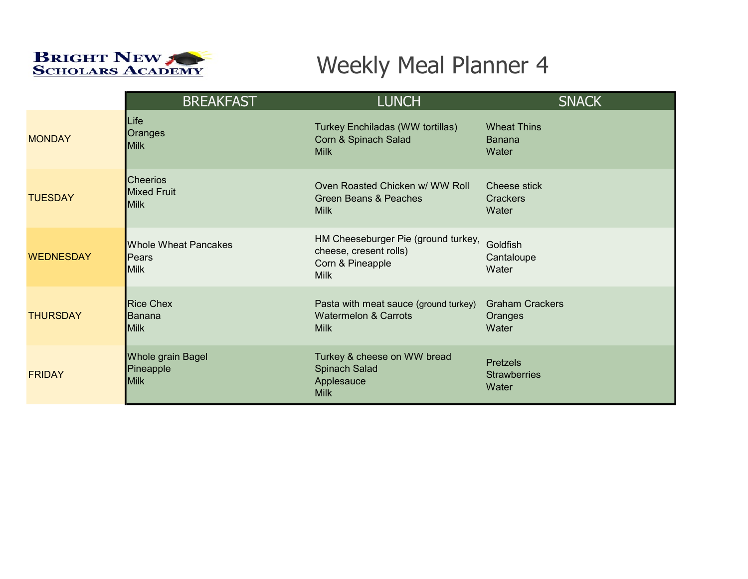**Bright New Scholars Academy**

# Weekly Meal Planner 4

| | BREAKFAST | LUNCH | SNACK |
|---|---|---|---|
| MONDAY | Life<br>Oranges<br>Milk | Turkey Enchiladas (WW tortillas)<br>Corn & Spinach Salad<br>Milk | Wheat Thins<br>Banana<br>Water |
| TUESDAY | Cheerios<br>Mixed Fruit<br>Milk | Oven Roasted Chicken w/ WW Roll<br>Green Beans & Peaches<br>Milk | Cheese stick<br>Crackers<br>Water |
| WEDNESDAY | Whole Wheat Pancakes<br>Pears<br>Milk | HM Cheeseburger Pie (ground turkey, cheese, cresent rolls)<br>Corn & Pineapple<br>Milk | Goldfish<br>Cantaloupe<br>Water |
| THURSDAY | Rice Chex<br>Banana<br>Milk | Pasta with meat sauce (ground turkey)<br>Watermelon & Carrots<br>Milk | Graham Crackers<br>Oranges<br>Water |
| FRIDAY | Whole grain Bagel<br>Pineapple<br>Milk | Turkey & cheese on WW bread<br>Spinach Salad<br>Applesauce<br>Milk | Pretzels<br>Strawberries<br>Water |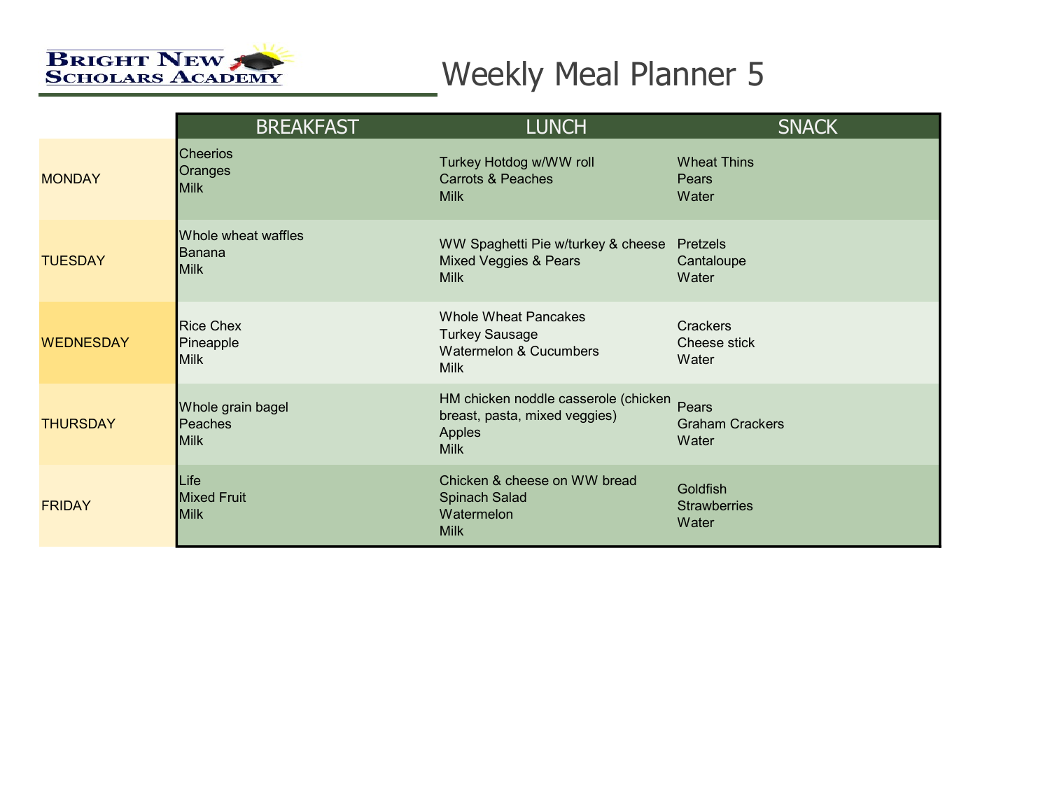Bright New Scholars Academy

# Weekly Meal Planner 5

| | BREAKFAST | LUNCH | SNACK |
|---|---|---|---|
| MONDAY | Cheerios<br>Oranges<br>Milk | Turkey Hotdog w/WW roll<br>Carrots & Peaches<br>Milk | Wheat Thins<br>Pears<br>Water |
| TUESDAY | Whole wheat waffles<br>Banana<br>Milk | WW Spaghetti Pie w/turkey & cheese<br>Mixed Veggies & Pears<br>Milk | Pretzels<br>Cantaloupe<br>Water |
| WEDNESDAY | Rice Chex<br>Pineapple<br>Milk | Whole Wheat Pancakes<br>Turkey Sausage<br>Watermelon & Cucumbers<br>Milk | Crackers<br>Cheese stick<br>Water |
| THURSDAY | Whole grain bagel<br>Peaches<br>Milk | HM chicken noddle casserole (chicken breast, pasta, mixed veggies)<br>Apples<br>Milk | Pears<br>Graham Crackers<br>Water |
| FRIDAY | Life<br>Mixed Fruit<br>Milk | Chicken & cheese on WW bread<br>Spinach Salad<br>Watermelon<br>Milk | Goldfish<br>Strawberries<br>Water |